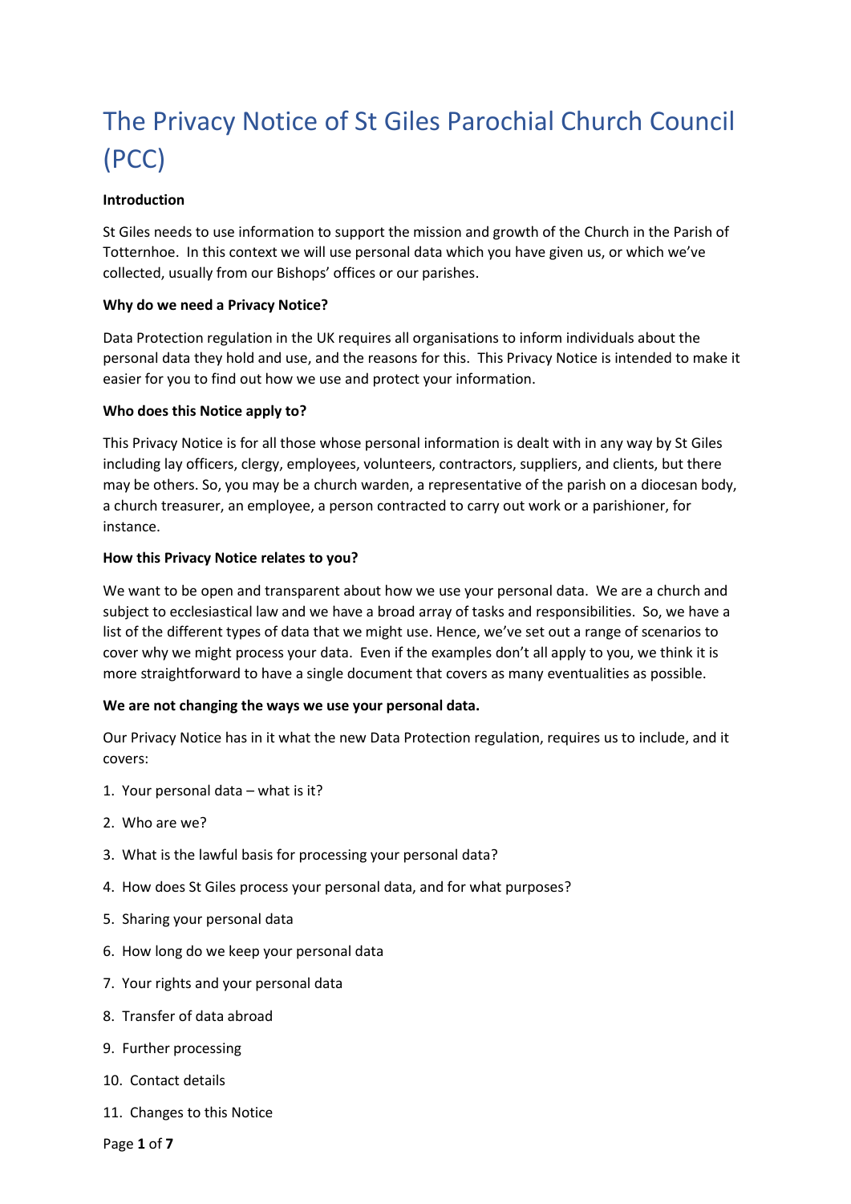# The Privacy Notice of St Giles Parochial Church Council (PCC)

**Introduction**

St Giles needs to use information to support the mission and growth of the Church in the Parish of Totternhoe. In this context we will use personal data which you have given us, or which we've collected, usually from our Bishops' offices or our parishes.

**Why do we need a Privacy Notice?**

Data Protection regulation in the UK requires all organisations to inform individuals about the personal data they hold and use, and the reasons for this. This Privacy Notice is intended to make it easier for you to find out how we use and protect your information.

**Who does this Notice apply to?**

This Privacy Notice is for all those whose personal information is dealt with in any way by St Giles including lay officers, clergy, employees, volunteers, contractors, suppliers, and clients, but there may be others. So, you may be a church warden, a representative of the parish on a diocesan body, a church treasurer, an employee, a person contracted to carry out work or a parishioner, for instance.

**How this Privacy Notice relates to you?**

We want to be open and transparent about how we use your personal data. We are a church and subject to ecclesiastical law and we have a broad array of tasks and responsibilities. So, we have a list of the different types of data that we might use. Hence, we've set out a range of scenarios to cover why we might process your data. Even if the examples don't all apply to you, we think it is more straightforward to have a single document that covers as many eventualities as possible.

**We are not changing the ways we use your personal data.**

Our Privacy Notice has in it what the new Data Protection regulation, requires us to include, and it covers:

1. Your personal data – what is it?
2. Who are we?
3. What is the lawful basis for processing your personal data?
4. How does St Giles process your personal data, and for what purposes?
5. Sharing your personal data
6. How long do we keep your personal data
7. Your rights and your personal data
8. Transfer of data abroad
9. Further processing
10. Contact details
11. Changes to this Notice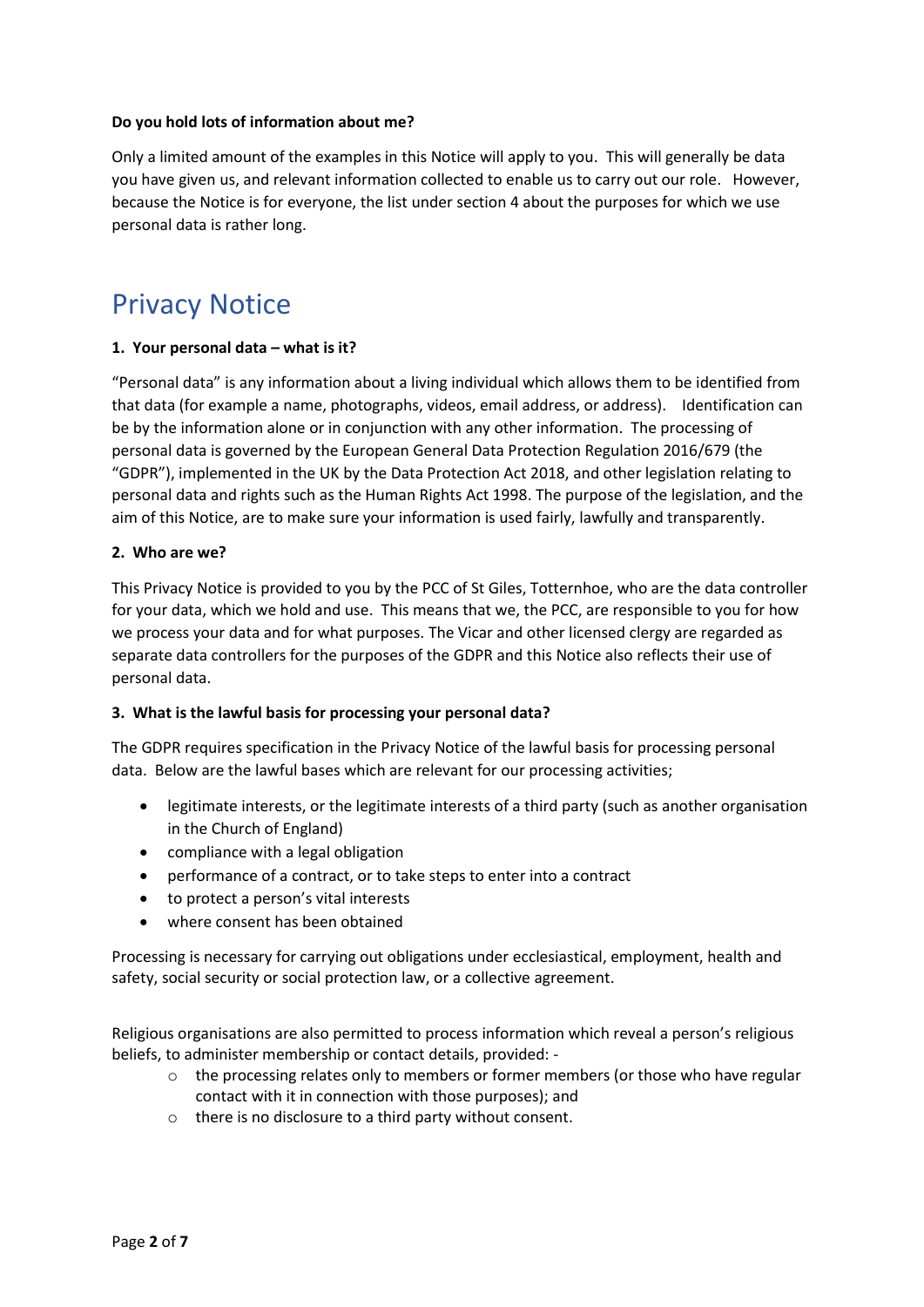**Do you hold lots of information about me?**

Only a limited amount of the examples in this Notice will apply to you. This will generally be data you have given us, and relevant information collected to enable us to carry out our role. However, because the Notice is for everyone, the list under section 4 about the purposes for which we use personal data is rather long.

# Privacy Notice

**1. Your personal data – what is it?**

"Personal data" is any information about a living individual which allows them to be identified from that data (for example a name, photographs, videos, email address, or address). Identification can be by the information alone or in conjunction with any other information. The processing of personal data is governed by the European General Data Protection Regulation 2016/679 (the "GDPR"), implemented in the UK by the Data Protection Act 2018, and other legislation relating to personal data and rights such as the Human Rights Act 1998. The purpose of the legislation, and the aim of this Notice, are to make sure your information is used fairly, lawfully and transparently.

**2. Who are we?**

This Privacy Notice is provided to you by the PCC of St Giles, Totternhoe, who are the data controller for your data, which we hold and use. This means that we, the PCC, are responsible to you for how we process your data and for what purposes. The Vicar and other licensed clergy are regarded as separate data controllers for the purposes of the GDPR and this Notice also reflects their use of personal data.

**3. What is the lawful basis for processing your personal data?**

The GDPR requires specification in the Privacy Notice of the lawful basis for processing personal data. Below are the lawful bases which are relevant for our processing activities;

- legitimate interests, or the legitimate interests of a third party (such as another organisation in the Church of England)
- compliance with a legal obligation
- performance of a contract, or to take steps to enter into a contract
- to protect a person's vital interests
- where consent has been obtained

Processing is necessary for carrying out obligations under ecclesiastical, employment, health and safety, social security or social protection law, or a collective agreement.

Religious organisations are also permitted to process information which reveal a person's religious beliefs, to administer membership or contact details, provided: -

- the processing relates only to members or former members (or those who have regular contact with it in connection with those purposes); and
- there is no disclosure to a third party without consent.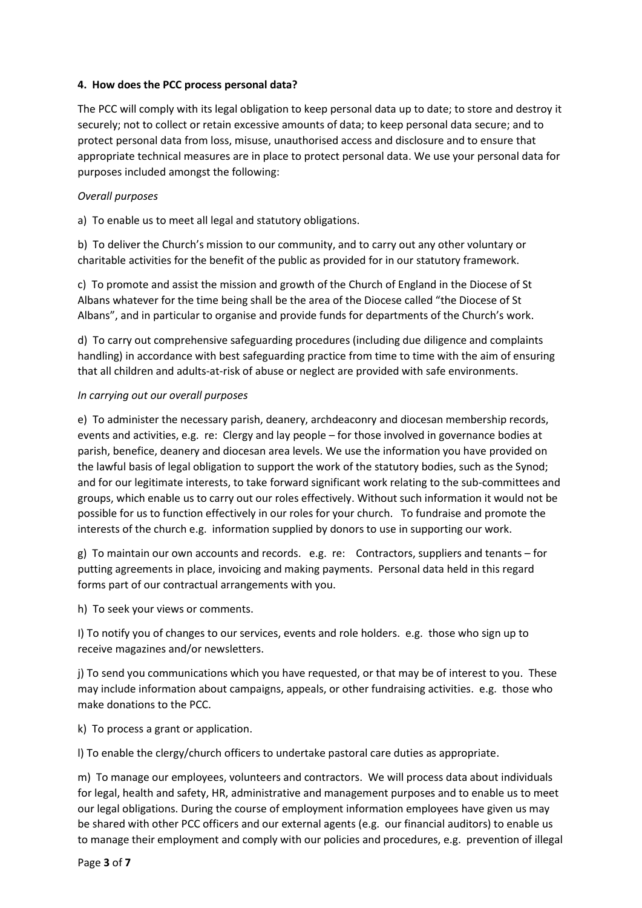**4. How does the PCC process personal data?**

The PCC will comply with its legal obligation to keep personal data up to date; to store and destroy it securely; not to collect or retain excessive amounts of data; to keep personal data secure; and to protect personal data from loss, misuse, unauthorised access and disclosure and to ensure that appropriate technical measures are in place to protect personal data. We use your personal data for purposes included amongst the following:

*Overall purposes*

a) To enable us to meet all legal and statutory obligations.

b) To deliver the Church's mission to our community, and to carry out any other voluntary or charitable activities for the benefit of the public as provided for in our statutory framework.

c) To promote and assist the mission and growth of the Church of England in the Diocese of St Albans whatever for the time being shall be the area of the Diocese called "the Diocese of St Albans", and in particular to organise and provide funds for departments of the Church's work.

d) To carry out comprehensive safeguarding procedures (including due diligence and complaints handling) in accordance with best safeguarding practice from time to time with the aim of ensuring that all children and adults-at-risk of abuse or neglect are provided with safe environments.

*In carrying out our overall purposes*

e) To administer the necessary parish, deanery, archdeaconry and diocesan membership records, events and activities, e.g. re: Clergy and lay people – for those involved in governance bodies at parish, benefice, deanery and diocesan area levels. We use the information you have provided on the lawful basis of legal obligation to support the work of the statutory bodies, such as the Synod; and for our legitimate interests, to take forward significant work relating to the sub-committees and groups, which enable us to carry out our roles effectively. Without such information it would not be possible for us to function effectively in our roles for your church. To fundraise and promote the interests of the church e.g. information supplied by donors to use in supporting our work.

g) To maintain our own accounts and records. e.g. re: Contractors, suppliers and tenants – for putting agreements in place, invoicing and making payments. Personal data held in this regard forms part of our contractual arrangements with you.

h) To seek your views or comments.

I) To notify you of changes to our services, events and role holders. e.g. those who sign up to receive magazines and/or newsletters.

j) To send you communications which you have requested, or that may be of interest to you. These may include information about campaigns, appeals, or other fundraising activities. e.g. those who make donations to the PCC.

k) To process a grant or application.

l) To enable the clergy/church officers to undertake pastoral care duties as appropriate.

m) To manage our employees, volunteers and contractors. We will process data about individuals for legal, health and safety, HR, administrative and management purposes and to enable us to meet our legal obligations. During the course of employment information employees have given us may be shared with other PCC officers and our external agents (e.g. our financial auditors) to enable us to manage their employment and comply with our policies and procedures, e.g. prevention of illegal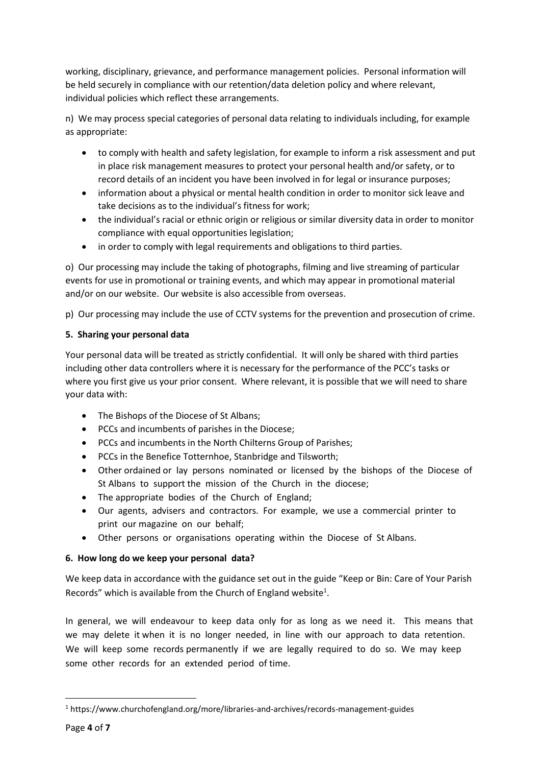working, disciplinary, grievance, and performance management policies. Personal information will be held securely in compliance with our retention/data deletion policy and where relevant, individual policies which reflect these arrangements.

n) We may process special categories of personal data relating to individuals including, for example as appropriate:

- to comply with health and safety legislation, for example to inform a risk assessment and put in place risk management measures to protect your personal health and/or safety, or to record details of an incident you have been involved in for legal or insurance purposes;
- information about a physical or mental health condition in order to monitor sick leave and take decisions as to the individual's fitness for work;
- the individual's racial or ethnic origin or religious or similar diversity data in order to monitor compliance with equal opportunities legislation;
- in order to comply with legal requirements and obligations to third parties.

o) Our processing may include the taking of photographs, filming and live streaming of particular events for use in promotional or training events, and which may appear in promotional material and/or on our website. Our website is also accessible from overseas.

p) Our processing may include the use of CCTV systems for the prevention and prosecution of crime.

**5. Sharing your personal data**

Your personal data will be treated as strictly confidential. It will only be shared with third parties including other data controllers where it is necessary for the performance of the PCC's tasks or where you first give us your prior consent. Where relevant, it is possible that we will need to share your data with:

- The Bishops of the Diocese of St Albans;
- PCCs and incumbents of parishes in the Diocese;
- PCCs and incumbents in the North Chilterns Group of Parishes;
- PCCs in the Benefice Totternhoe, Stanbridge and Tilsworth;
- Other ordained or lay persons nominated or licensed by the bishops of the Diocese of St Albans to support the mission of the Church in the diocese;
- The appropriate bodies of the Church of England;
- Our agents, advisers and contractors. For example, we use a commercial printer to print our magazine on our behalf;
- Other persons or organisations operating within the Diocese of St Albans.

**6. How long do we keep your personal data?**

We keep data in accordance with the guidance set out in the guide "Keep or Bin: Care of Your Parish Records" which is available from the Church of England website[1].

In general, we will endeavour to keep data only for as long as we need it. This means that we may delete it when it is no longer needed, in line with our approach to data retention. We will keep some records permanently if we are legally required to do so. We may keep some other records for an extended period of time.

[1] https://www.churchofengland.org/more/libraries-and-archives/records-management-guides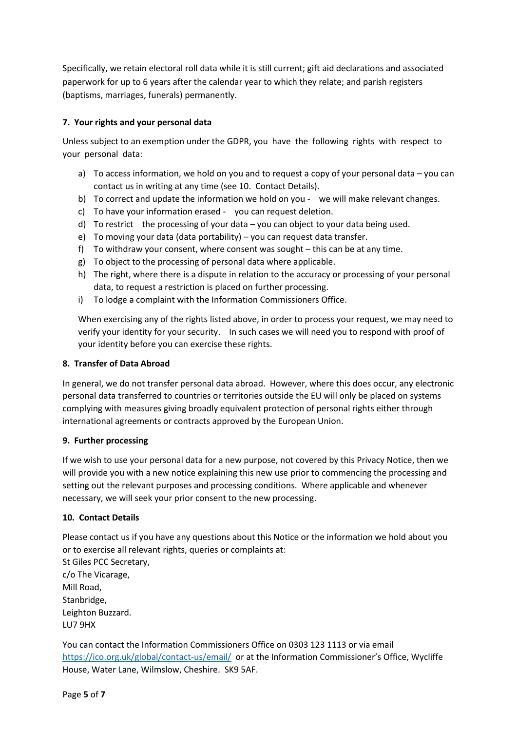Specifically, we retain electoral roll data while it is still current; gift aid declarations and associated paperwork for up to 6 years after the calendar year to which they relate; and parish registers (baptisms, marriages, funerals) permanently.

**7. Your rights and your personal data**

Unless subject to an exemption under the GDPR, you have the following rights with respect to your personal data:

a) To access information, we hold on you and to request a copy of your personal data – you can contact us in writing at any time (see 10. Contact Details).
b) To correct and update the information we hold on you - we will make relevant changes.
c) To have your information erased - you can request deletion.
d) To restrict the processing of your data – you can object to your data being used.
e) To moving your data (data portability) – you can request data transfer.
f) To withdraw your consent, where consent was sought – this can be at any time.
g) To object to the processing of personal data where applicable.
h) The right, where there is a dispute in relation to the accuracy or processing of your personal data, to request a restriction is placed on further processing.
i) To lodge a complaint with the Information Commissioners Office.

When exercising any of the rights listed above, in order to process your request, we may need to verify your identity for your security. In such cases we will need you to respond with proof of your identity before you can exercise these rights.

**8. Transfer of Data Abroad**

In general, we do not transfer personal data abroad. However, where this does occur, any electronic personal data transferred to countries or territories outside the EU will only be placed on systems complying with measures giving broadly equivalent protection of personal rights either through international agreements or contracts approved by the European Union.

**9. Further processing**

If we wish to use your personal data for a new purpose, not covered by this Privacy Notice, then we will provide you with a new notice explaining this new use prior to commencing the processing and setting out the relevant purposes and processing conditions. Where applicable and whenever necessary, we will seek your prior consent to the new processing.

**10. Contact Details**

Please contact us if you have any questions about this Notice or the information we hold about you or to exercise all relevant rights, queries or complaints at:
St Giles PCC Secretary,
c/o The Vicarage,
Mill Road,
Stanbridge,
Leighton Buzzard.
LU7 9HX

You can contact the Information Commissioners Office on 0303 123 1113 or via email https://ico.org.uk/global/contact-us/email/ or at the Information Commissioner's Office, Wycliffe House, Water Lane, Wilmslow, Cheshire. SK9 5AF.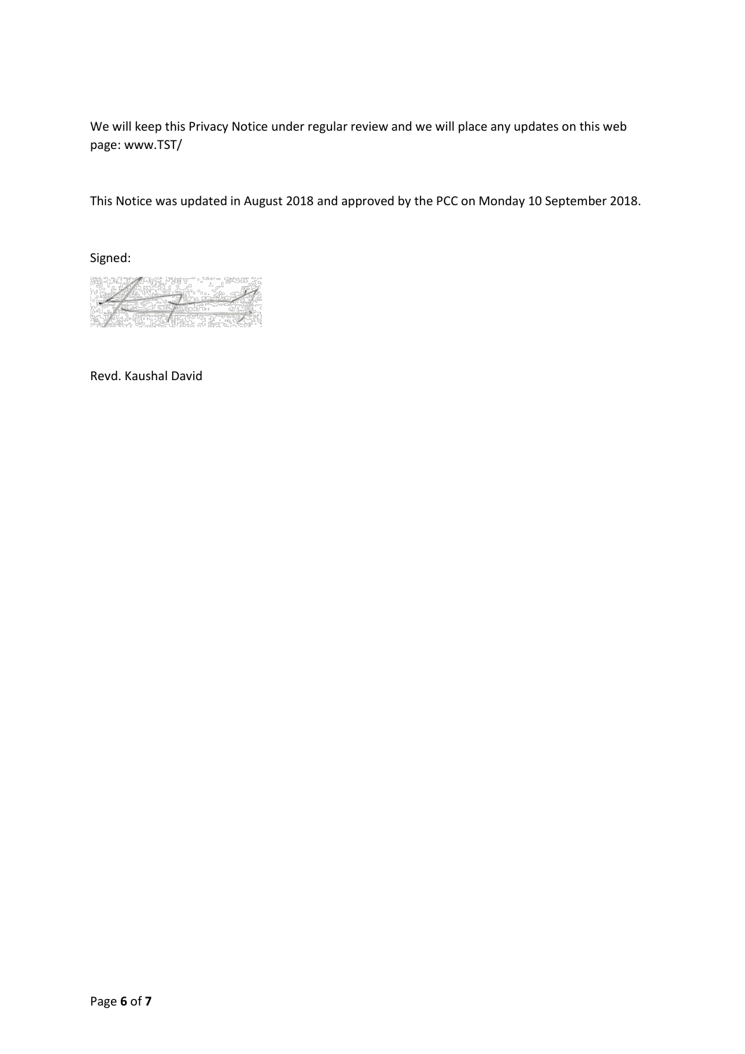We will keep this Privacy Notice under regular review and we will place any updates on this web page: www.TST/

This Notice was updated in August 2018 and approved by the PCC on Monday 10 September 2018.

Signed:

Revd. Kaushal David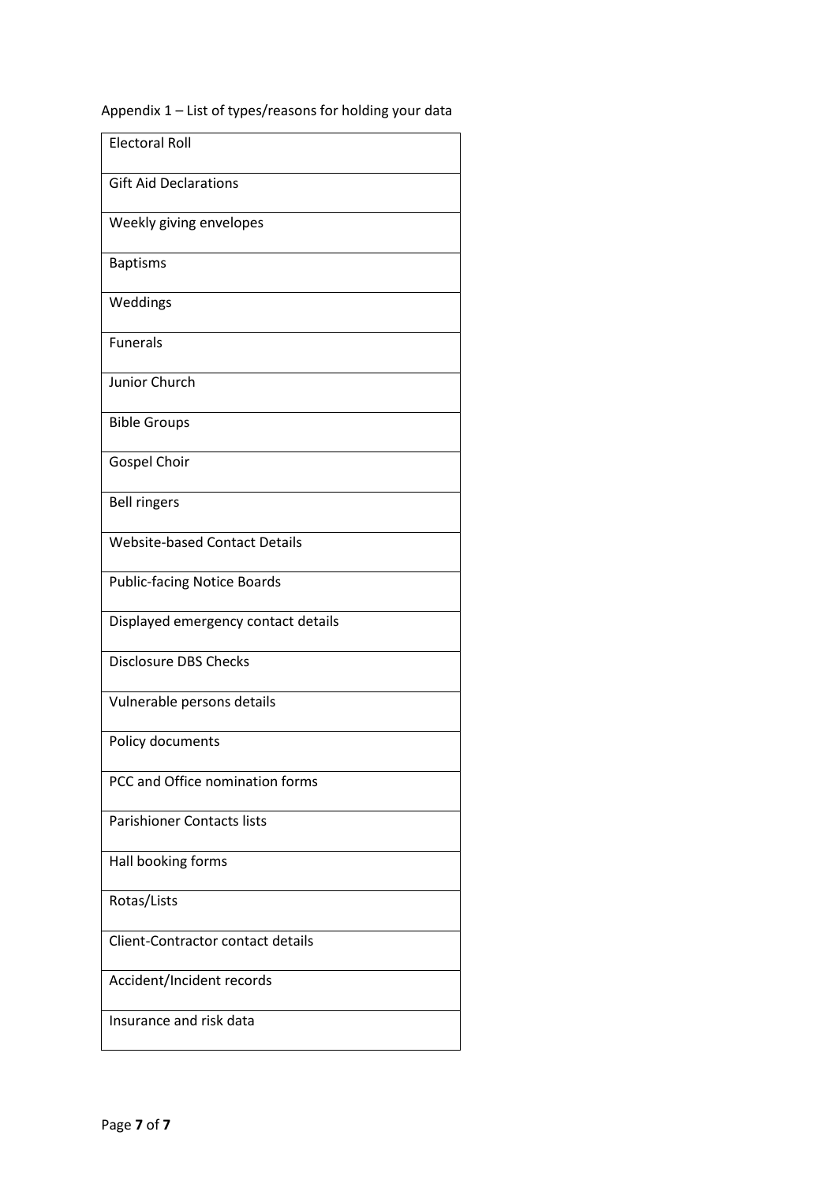Appendix 1 – List of types/reasons for holding your data

| |
|---|
| Electoral Roll |
| Gift Aid Declarations |
| Weekly giving envelopes |
| Baptisms |
| Weddings |
| Funerals |
| Junior Church |
| Bible Groups |
| Gospel Choir |
| Bell ringers |
| Website-based Contact Details |
| Public-facing Notice Boards |
| Displayed emergency contact details |
| Disclosure DBS Checks |
| Vulnerable persons details |
| Policy documents |
| PCC and Office nomination forms |
| Parishioner Contacts lists |
| Hall booking forms |
| Rotas/Lists |
| Client-Contractor contact details |
| Accident/Incident records |
| Insurance and risk data |